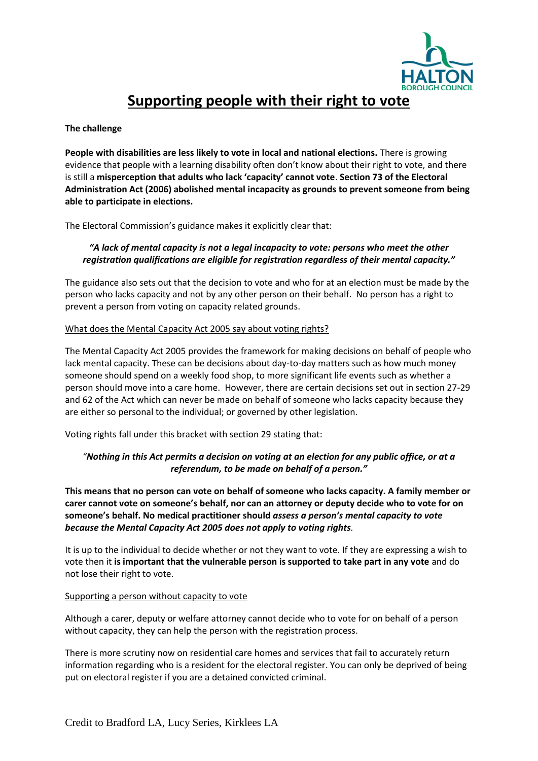# Supporting people with their right to vote

**The challenge**

**People with disabilities are less likely to vote in local and national elections.** There is growing evidence that people with a learning disability often don't know about their right to vote, and there is still a **misperception that adults who lack 'capacity' cannot vote**. **Section 73 of the Electoral Administration Act (2006) abolished mental incapacity as grounds to prevent someone from being able to participate in elections.**

The Electoral Commission's guidance makes it explicitly clear that:

> ***"A lack of mental capacity is not a legal incapacity to vote: persons who meet the other registration qualifications are eligible for registration regardless of their mental capacity."***

The guidance also sets out that the decision to vote and who for at an election must be made by the person who lacks capacity and not by any other person on their behalf. No person has a right to prevent a person from voting on capacity related grounds.

What does the Mental Capacity Act 2005 say about voting rights?

The Mental Capacity Act 2005 provides the framework for making decisions on behalf of people who lack mental capacity. These can be decisions about day-to-day matters such as how much money someone should spend on a weekly food shop, to more significant life events such as whether a person should move into a care home. However, there are certain decisions set out in section 27-29 and 62 of the Act which can never be made on behalf of someone who lacks capacity because they are either so personal to the individual; or governed by other legislation.

Voting rights fall under this bracket with section 29 stating that:

> ***"Nothing in this Act permits a decision on voting at an election for any public office, or at a referendum, to be made on behalf of a person."***

**This means that no person can vote on behalf of someone who lacks capacity. A family member or carer cannot vote on someone's behalf, nor can an attorney or deputy decide who to vote for on someone's behalf. No medical practitioner should** ***assess a person's mental capacity to vote because the Mental Capacity Act 2005 does not apply to voting rights***.

It is up to the individual to decide whether or not they want to vote. If they are expressing a wish to vote then it **is important that the vulnerable person is supported to take part in any vote** and do not lose their right to vote.

Supporting a person without capacity to vote

Although a carer, deputy or welfare attorney cannot decide who to vote for on behalf of a person without capacity, they can help the person with the registration process.

There is more scrutiny now on residential care homes and services that fail to accurately return information regarding who is a resident for the electoral register. You can only be deprived of being put on electoral register if you are a detained convicted criminal.

Credit to Bradford LA, Lucy Series, Kirklees LA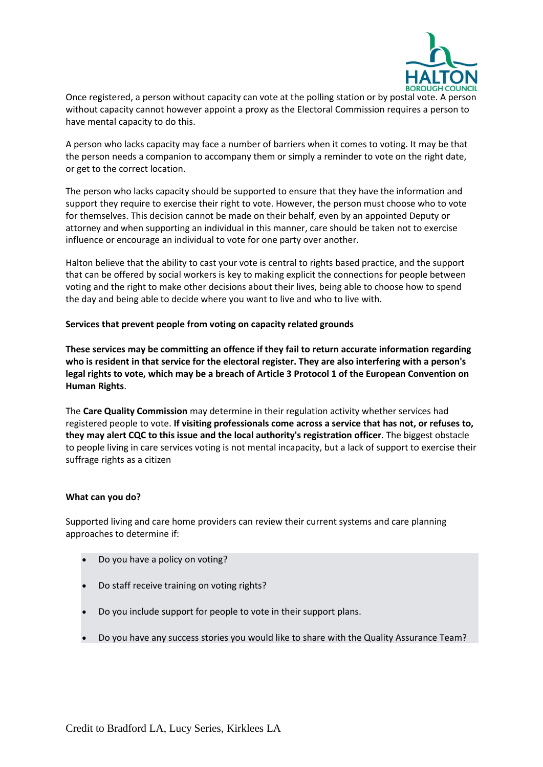Once registered, a person without capacity can vote at the polling station or by postal vote. A person without capacity cannot however appoint a proxy as the Electoral Commission requires a person to have mental capacity to do this.

A person who lacks capacity may face a number of barriers when it comes to voting. It may be that the person needs a companion to accompany them or simply a reminder to vote on the right date, or get to the correct location.

The person who lacks capacity should be supported to ensure that they have the information and support they require to exercise their right to vote. However, the person must choose who to vote for themselves. This decision cannot be made on their behalf, even by an appointed Deputy or attorney and when supporting an individual in this manner, care should be taken not to exercise influence or encourage an individual to vote for one party over another.

Halton believe that the ability to cast your vote is central to rights based practice, and the support that can be offered by social workers is key to making explicit the connections for people between voting and the right to make other decisions about their lives, being able to choose how to spend the day and being able to decide where you want to live and who to live with.

**Services that prevent people from voting on capacity related grounds**

**These services may be committing an offence if they fail to return accurate information regarding who is resident in that service for the electoral register. They are also interfering with a person's legal rights to vote, which may be a breach of Article 3 Protocol 1 of the European Convention on Human Rights**.

The **Care Quality Commission** may determine in their regulation activity whether services had registered people to vote. **If visiting professionals come across a service that has not, or refuses to, they may alert CQC to this issue and the local authority's registration officer**. The biggest obstacle to people living in care services voting is not mental incapacity, but a lack of support to exercise their suffrage rights as a citizen

**What can you do?**

Supported living and care home providers can review their current systems and care planning approaches to determine if:

- Do you have a policy on voting?
- Do staff receive training on voting rights?
- Do you include support for people to vote in their support plans.
- Do you have any success stories you would like to share with the Quality Assurance Team?

Credit to Bradford LA, Lucy Series, Kirklees LA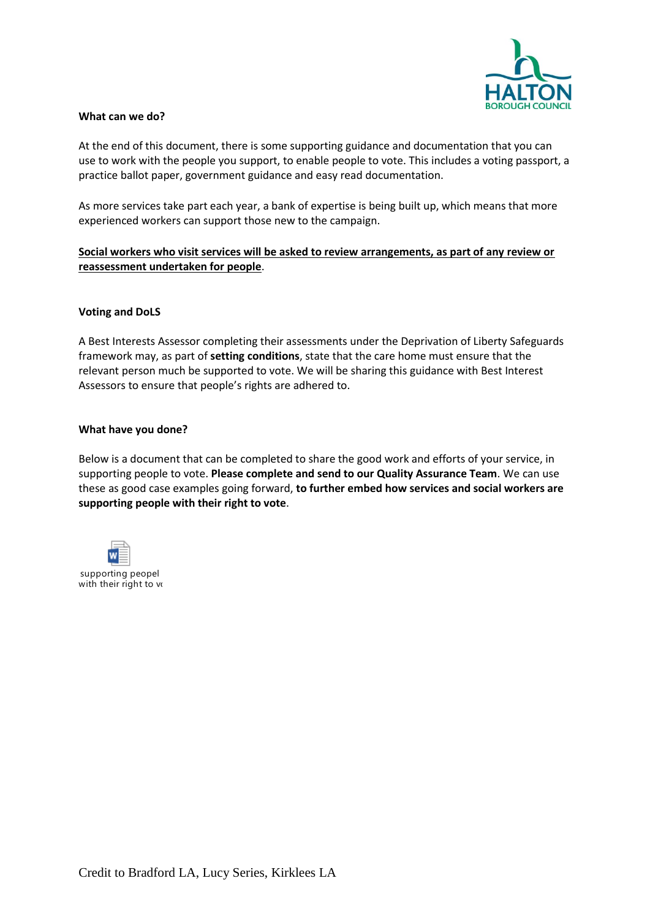**What can we do?**

At the end of this document, there is some supporting guidance and documentation that you can use to work with the people you support, to enable people to vote. This includes a voting passport, a practice ballot paper, government guidance and easy read documentation.

As more services take part each year, a bank of expertise is being built up, which means that more experienced workers can support those new to the campaign.

**Social workers who visit services will be asked to review arrangements, as part of any review or reassessment undertaken for people**.

**Voting and DoLS**

A Best Interests Assessor completing their assessments under the Deprivation of Liberty Safeguards framework may, as part of **setting conditions**, state that the care home must ensure that the relevant person much be supported to vote. We will be sharing this guidance with Best Interest Assessors to ensure that people's rights are adhered to.

**What have you done?**

Below is a document that can be completed to share the good work and efforts of your service, in supporting people to vote. **Please complete and send to our Quality Assurance Team**. We can use these as good case examples going forward, **to further embed how services and social workers are supporting people with their right to vote**.

supporting peopel with their right to v

Credit to Bradford LA, Lucy Series, Kirklees LA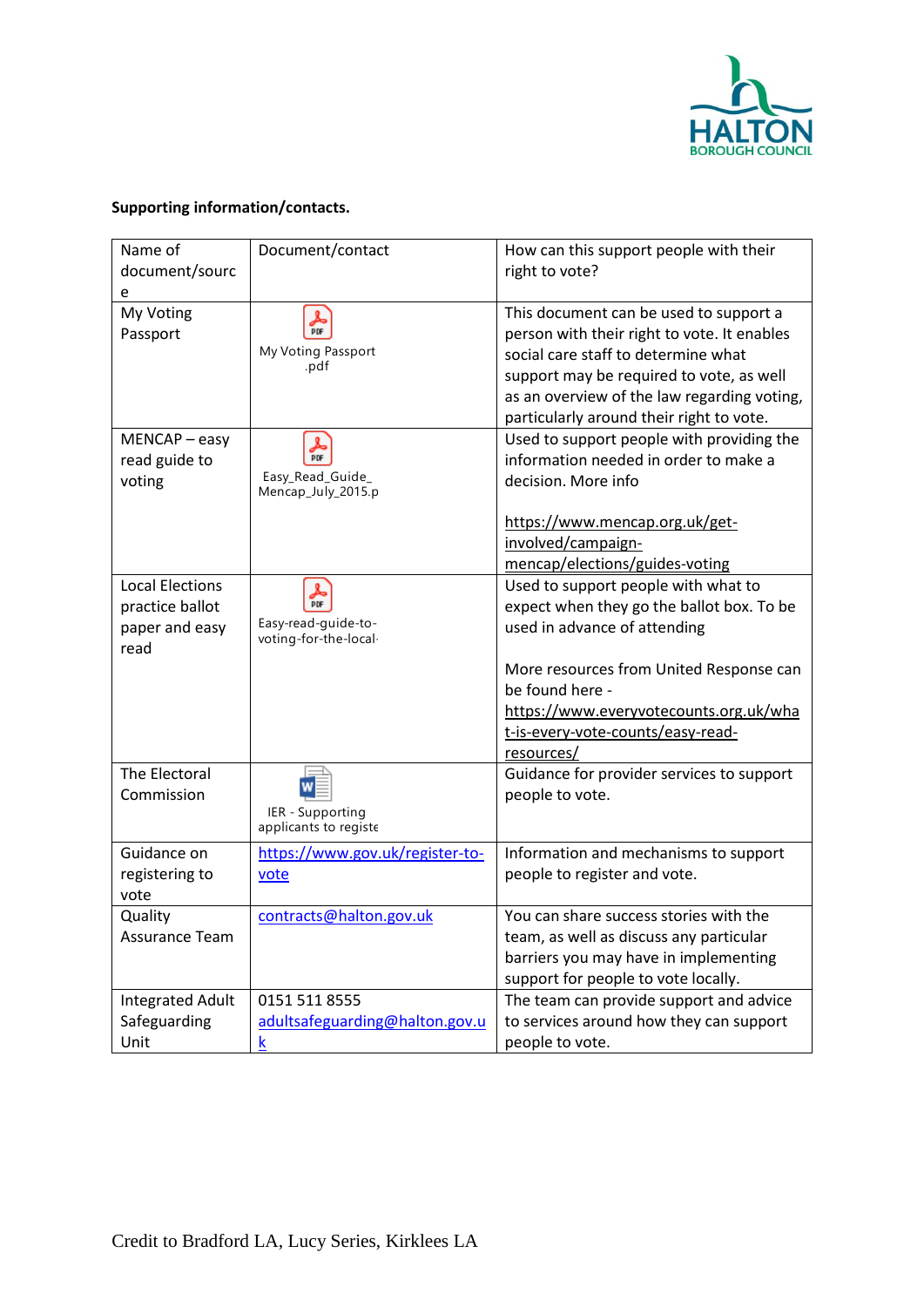**Supporting information/contacts.**

| Name of document/source | Document/contact | How can this support people with their right to vote? |
|---|---|---|
| My Voting Passport | My Voting Passport .pdf | This document can be used to support a person with their right to vote. It enables social care staff to determine what support may be required to vote, as well as an overview of the law regarding voting, particularly around their right to vote. |
| MENCAP – easy read guide to voting | Easy_Read_Guide_Mencap_July_2015.p | Used to support people with providing the information needed in order to make a decision. More info<br><br>https://www.mencap.org.uk/get-involved/campaign-mencap/elections/guides-voting |
| Local Elections practice ballot paper and easy read | Easy-read-guide-to-voting-for-the-local- | Used to support people with what to expect when they go the ballot box. To be used in advance of attending<br><br>More resources from United Response can be found here - https://www.everyvotecounts.org.uk/what-is-every-vote-counts/easy-read-resources/ |
| The Electoral Commission | IER - Supporting applicants to registe | Guidance for provider services to support people to vote. |
| Guidance on registering to vote | https://www.gov.uk/register-to-vote | Information and mechanisms to support people to register and vote. |
| Quality Assurance Team | contracts@halton.gov.uk | You can share success stories with the team, as well as discuss any particular barriers you may have in implementing support for people to vote locally. |
| Integrated Adult Safeguarding Unit | 0151 511 8555<br>adultsafeguarding@halton.gov.uk | The team can provide support and advice to services around how they can support people to vote. |

Credit to Bradford LA, Lucy Series, Kirklees LA